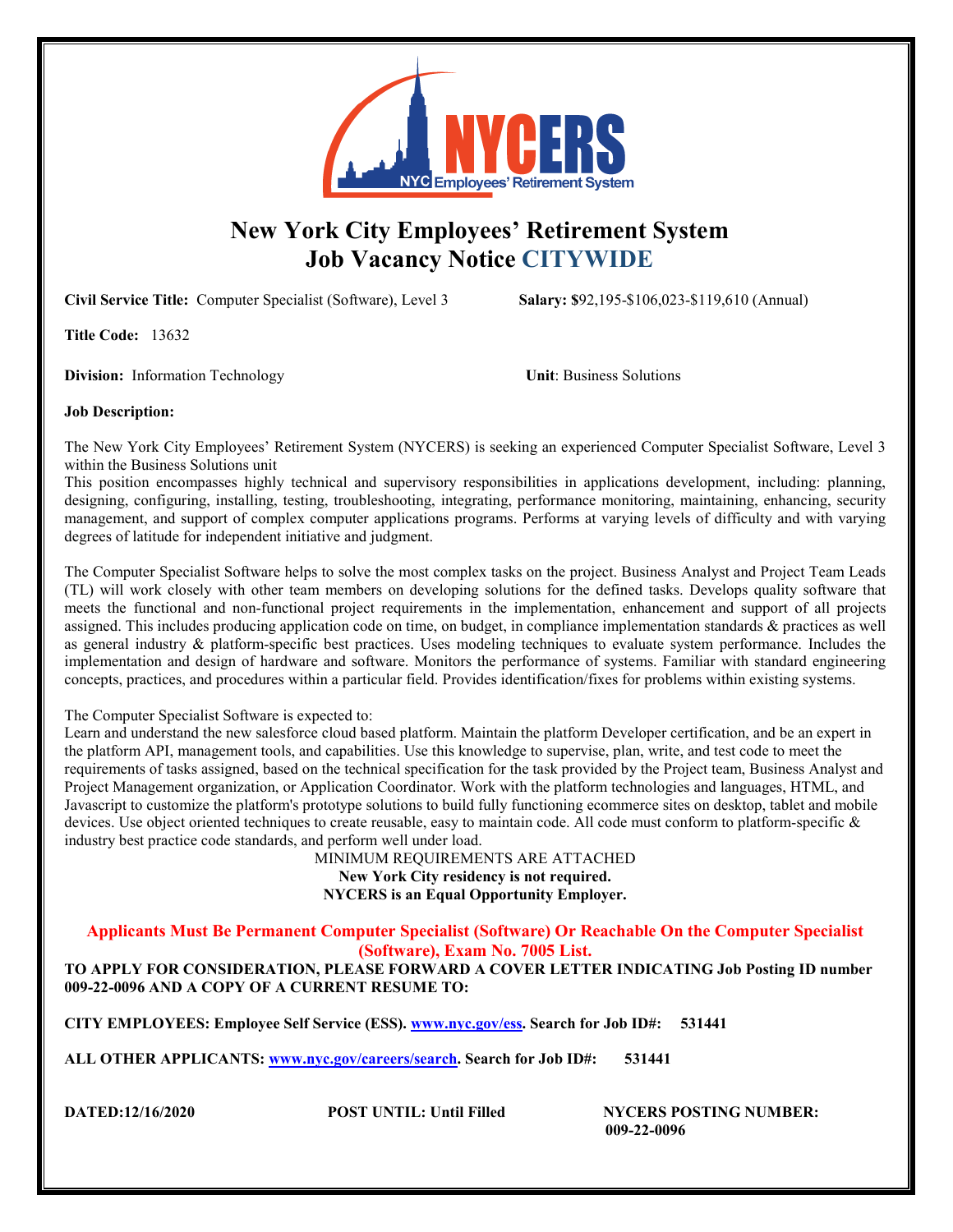# New York City Employees' Retirement System
# Job Vacancy Notice CITYWIDE

**Civil Service Title:** Computer Specialist (Software), Level 3 **Salary:** $92,195-$106,023-$119,610 (Annual)

**Title Code:** 13632

**Division:** Information Technology **Unit**: Business Solutions

**Job Description:**

The New York City Employees' Retirement System (NYCERS) is seeking an experienced Computer Specialist Software, Level 3 within the Business Solutions unit
This position encompasses highly technical and supervisory responsibilities in applications development, including: planning, designing, configuring, installing, testing, troubleshooting, integrating, performance monitoring, maintaining, enhancing, security management, and support of complex computer applications programs. Performs at varying levels of difficulty and with varying degrees of latitude for independent initiative and judgment.

The Computer Specialist Software helps to solve the most complex tasks on the project. Business Analyst and Project Team Leads (TL) will work closely with other team members on developing solutions for the defined tasks. Develops quality software that meets the functional and non-functional project requirements in the implementation, enhancement and support of all projects assigned. This includes producing application code on time, on budget, in compliance implementation standards & practices as well as general industry & platform-specific best practices. Uses modeling techniques to evaluate system performance. Includes the implementation and design of hardware and software. Monitors the performance of systems. Familiar with standard engineering concepts, practices, and procedures within a particular field. Provides identification/fixes for problems within existing systems.

The Computer Specialist Software is expected to:
Learn and understand the new salesforce cloud based platform. Maintain the platform Developer certification, and be an expert in the platform API, management tools, and capabilities. Use this knowledge to supervise, plan, write, and test code to meet the requirements of tasks assigned, based on the technical specification for the task provided by the Project team, Business Analyst and Project Management organization, or Application Coordinator. Work with the platform technologies and languages, HTML, and Javascript to customize the platform's prototype solutions to build fully functioning ecommerce sites on desktop, tablet and mobile devices. Use object oriented techniques to create reusable, easy to maintain code. All code must conform to platform-specific & industry best practice code standards, and perform well under load.

MINIMUM REQUIREMENTS ARE ATTACHED
**New York City residency is not required.**
**NYCERS is an Equal Opportunity Employer.**

**Applicants Must Be Permanent Computer Specialist (Software) Or Reachable On the Computer Specialist (Software), Exam No. 7005 List.**

**TO APPLY FOR CONSIDERATION, PLEASE FORWARD A COVER LETTER INDICATING Job Posting ID number 009-22-0096 AND A COPY OF A CURRENT RESUME TO:**

**CITY EMPLOYEES: Employee Self Service (ESS). www.nyc.gov/ess. Search for Job ID#: 531441**

**ALL OTHER APPLICANTS: www.nyc.gov/careers/search. Search for Job ID#: 531441**

**DATED:12/16/2020** **POST UNTIL: Until Filled** **NYCERS POSTING NUMBER: 009-22-0096**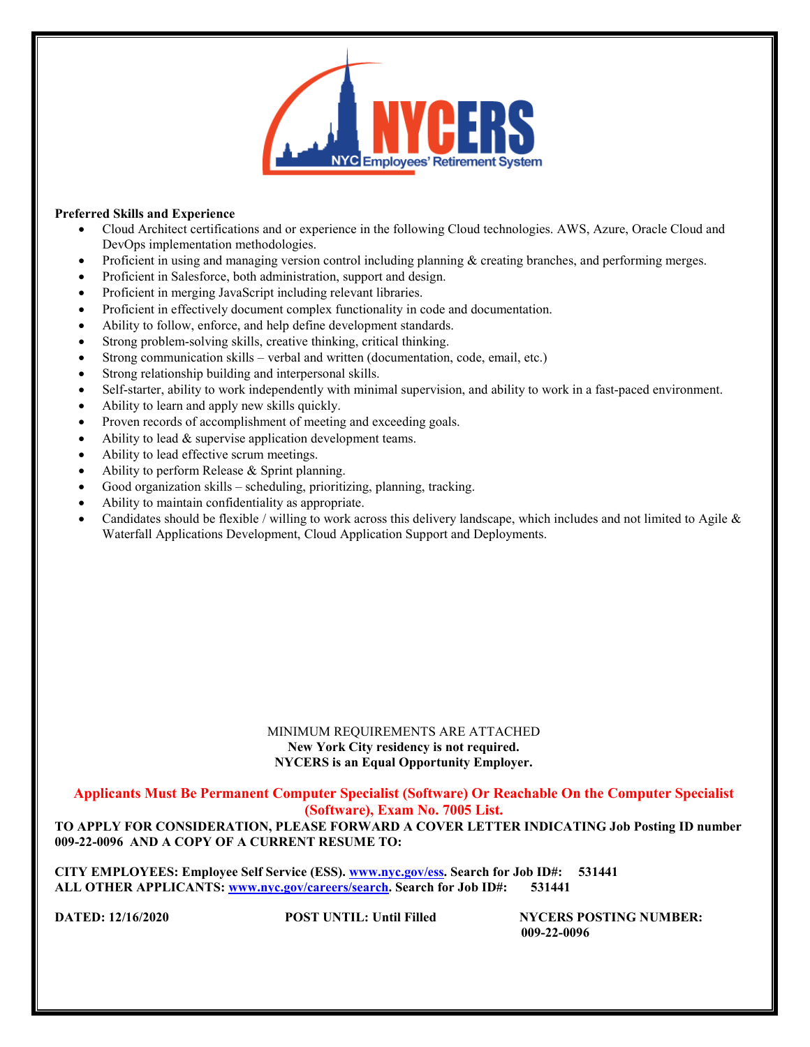**Preferred Skills and Experience**

- Cloud Architect certifications and or experience in the following Cloud technologies. AWS, Azure, Oracle Cloud and DevOps implementation methodologies.
- Proficient in using and managing version control including planning & creating branches, and performing merges.
- Proficient in Salesforce, both administration, support and design.
- Proficient in merging JavaScript including relevant libraries.
- Proficient in effectively document complex functionality in code and documentation.
- Ability to follow, enforce, and help define development standards.
- Strong problem-solving skills, creative thinking, critical thinking.
- Strong communication skills – verbal and written (documentation, code, email, etc.)
- Strong relationship building and interpersonal skills.
- Self-starter, ability to work independently with minimal supervision, and ability to work in a fast-paced environment.
- Ability to learn and apply new skills quickly.
- Proven records of accomplishment of meeting and exceeding goals.
- Ability to lead & supervise application development teams.
- Ability to lead effective scrum meetings.
- Ability to perform Release & Sprint planning.
- Good organization skills – scheduling, prioritizing, planning, tracking.
- Ability to maintain confidentiality as appropriate.
- Candidates should be flexible / willing to work across this delivery landscape, which includes and not limited to Agile & Waterfall Applications Development, Cloud Application Support and Deployments.

MINIMUM REQUIREMENTS ARE ATTACHED

**New York City residency is not required.**

**NYCERS is an Equal Opportunity Employer.**

**Applicants Must Be Permanent Computer Specialist (Software) Or Reachable On the Computer Specialist (Software), Exam No. 7005 List.**

**TO APPLY FOR CONSIDERATION, PLEASE FORWARD A COVER LETTER INDICATING Job Posting ID number 009-22-0096 AND A COPY OF A CURRENT RESUME TO:**

**CITY EMPLOYEES: Employee Self Service (ESS). [www.nyc.gov/ess](www.nyc.gov/ess). Search for Job ID#: 531441**
**ALL OTHER APPLICANTS: [www.nyc.gov/careers/search](www.nyc.gov/careers/search). Search for Job ID#: 531441**

**DATED: 12/16/2020** **POST UNTIL: Until Filled** **NYCERS POSTING NUMBER: 009-22-0096**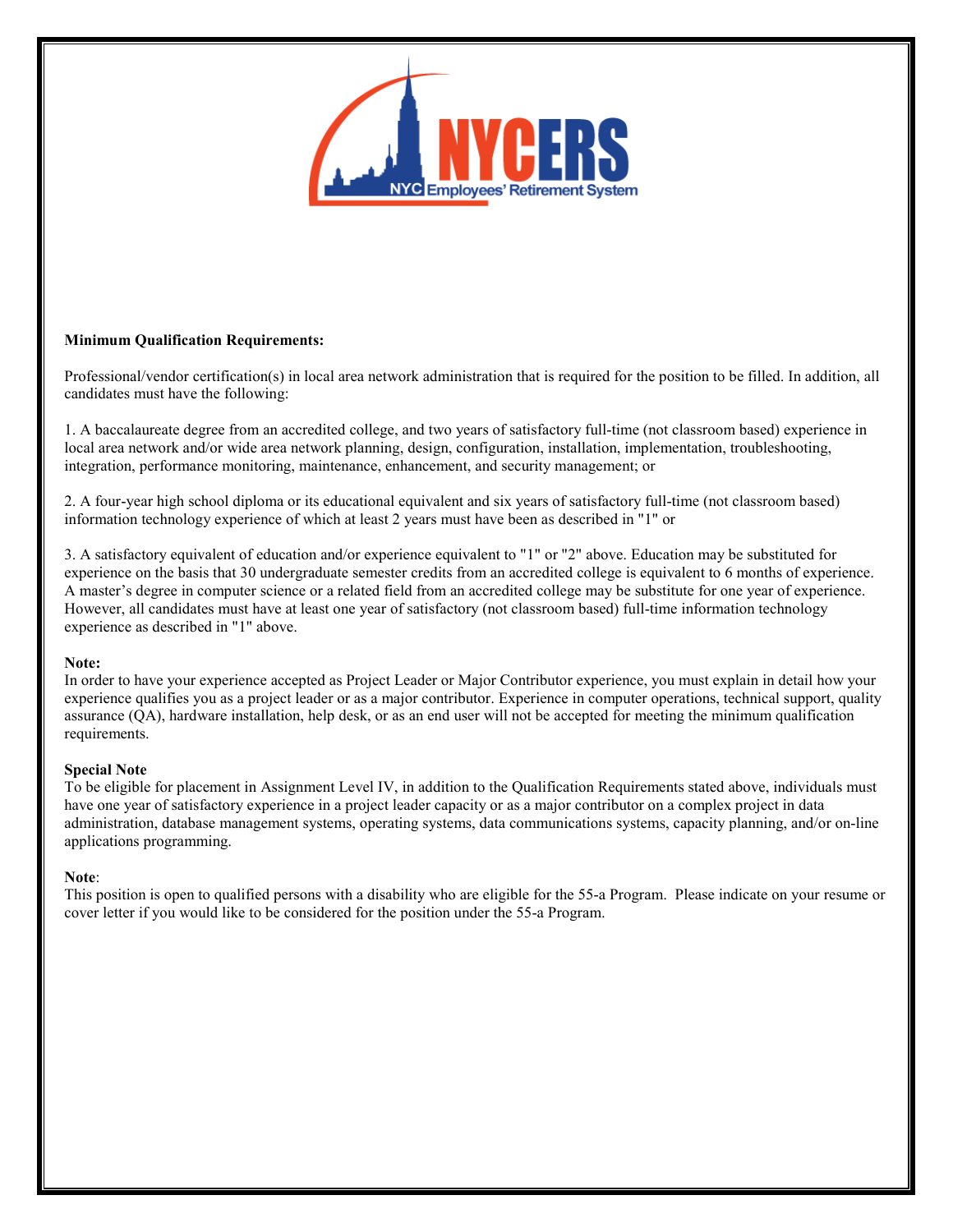**Minimum Qualification Requirements:**

Professional/vendor certification(s) in local area network administration that is required for the position to be filled. In addition, all candidates must have the following:

1. A baccalaureate degree from an accredited college, and two years of satisfactory full-time (not classroom based) experience in local area network and/or wide area network planning, design, configuration, installation, implementation, troubleshooting, integration, performance monitoring, maintenance, enhancement, and security management; or

2. A four-year high school diploma or its educational equivalent and six years of satisfactory full-time (not classroom based) information technology experience of which at least 2 years must have been as described in "1" or

3. A satisfactory equivalent of education and/or experience equivalent to "1" or "2" above. Education may be substituted for experience on the basis that 30 undergraduate semester credits from an accredited college is equivalent to 6 months of experience. A master's degree in computer science or a related field from an accredited college may be substitute for one year of experience. However, all candidates must have at least one year of satisfactory (not classroom based) full-time information technology experience as described in "1" above.

**Note:**
In order to have your experience accepted as Project Leader or Major Contributor experience, you must explain in detail how your experience qualifies you as a project leader or as a major contributor. Experience in computer operations, technical support, quality assurance (QA), hardware installation, help desk, or as an end user will not be accepted for meeting the minimum qualification requirements.

**Special Note**
To be eligible for placement in Assignment Level IV, in addition to the Qualification Requirements stated above, individuals must have one year of satisfactory experience in a project leader capacity or as a major contributor on a complex project in data administration, database management systems, operating systems, data communications systems, capacity planning, and/or on-line applications programming.

**Note**:
This position is open to qualified persons with a disability who are eligible for the 55-a Program. Please indicate on your resume or cover letter if you would like to be considered for the position under the 55-a Program.